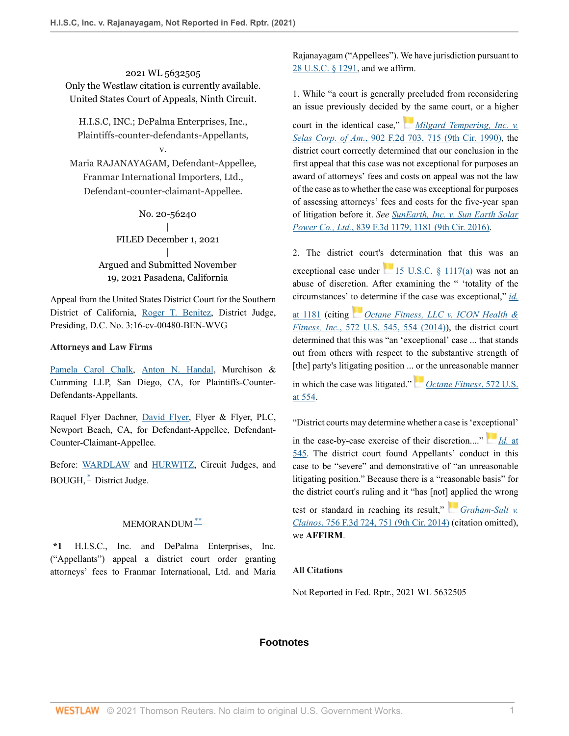2021 WL 5632505
Only the Westlaw citation is currently available.
United States Court of Appeals, Ninth Circuit.

H.I.S.C, INC.; DePalma Enterprises, Inc.,
Plaintiffs-counter-defendants-Appellants,
v.
Maria RAJANAYAGAM, Defendant-Appellee,
Franmar International Importers, Ltd.,
Defendant-counter-claimant-Appellee.

No. 20-56240
|
FILED December 1, 2021
|
Argued and Submitted November 19, 2021 Pasadena, California

Appeal from the United States District Court for the Southern District of California, Roger T. Benitez, District Judge, Presiding, D.C. No. 3:16-cv-00480-BEN-WVG

**Attorneys and Law Firms**

Pamela Carol Chalk, Anton N. Handal, Murchison & Cumming LLP, San Diego, CA, for Plaintiffs-Counter-Defendants-Appellants.

Raquel Flyer Dachner, David Flyer, Flyer & Flyer, PLC, Newport Beach, CA, for Defendant-Appellee, Defendant-Counter-Claimant-Appellee.

Before: WARDLAW and HURWITZ, Circuit Judges, and BOUGH, [*] District Judge.

MEMORANDUM [**]

**\*1** H.I.S.C., Inc. and DePalma Enterprises, Inc. ("Appellants") appeal a district court order granting attorneys' fees to Franmar International, Ltd. and Maria Rajanayagam ("Appellees"). We have jurisdiction pursuant to 28 U.S.C. § 1291, and we affirm.

1. While "a court is generally precluded from reconsidering an issue previously decided by the same court, or a higher court in the identical case," *Milgard Tempering, Inc. v. Selas Corp. of Am.*, 902 F.2d 703, 715 (9th Cir. 1990), the district court correctly determined that our conclusion in the first appeal that this case was not exceptional for purposes an award of attorneys' fees and costs on appeal was not the law of the case as to whether the case was exceptional for purposes of assessing attorneys' fees and costs for the five-year span of litigation before it. *See* SunEarth, Inc. v. Sun Earth Solar Power Co., Ltd., 839 F.3d 1179, 1181 (9th Cir. 2016).

2. The district court's determination that this was an exceptional case under 15 U.S.C. § 1117(a) was not an abuse of discretion. After examining the " 'totality of the circumstances' to determine if the case was exceptional," *id.* at 1181 (citing *Octane Fitness, LLC v. ICON Health & Fitness, Inc.*, 572 U.S. 545, 554 (2014)), the district court determined that this was "an 'exceptional' case ... that stands out from others with respect to the substantive strength of [the] party's litigating position ... or the unreasonable manner in which the case was litigated." *Octane Fitness*, 572 U.S. at 554.

"District courts may determine whether a case is 'exceptional' in the case-by-case exercise of their discretion...." *Id.* at 545. The district court found Appellants' conduct in this case to be "severe" and demonstrative of "an unreasonable litigating position." Because there is a "reasonable basis" for the district court's ruling and it "has [not] applied the wrong test or standard in reaching its result," *Graham-Sult v. Clainos*, 756 F.3d 724, 751 (9th Cir. 2014) (citation omitted), we **AFFIRM**.

**All Citations**

Not Reported in Fed. Rptr., 2021 WL 5632505

## Footnotes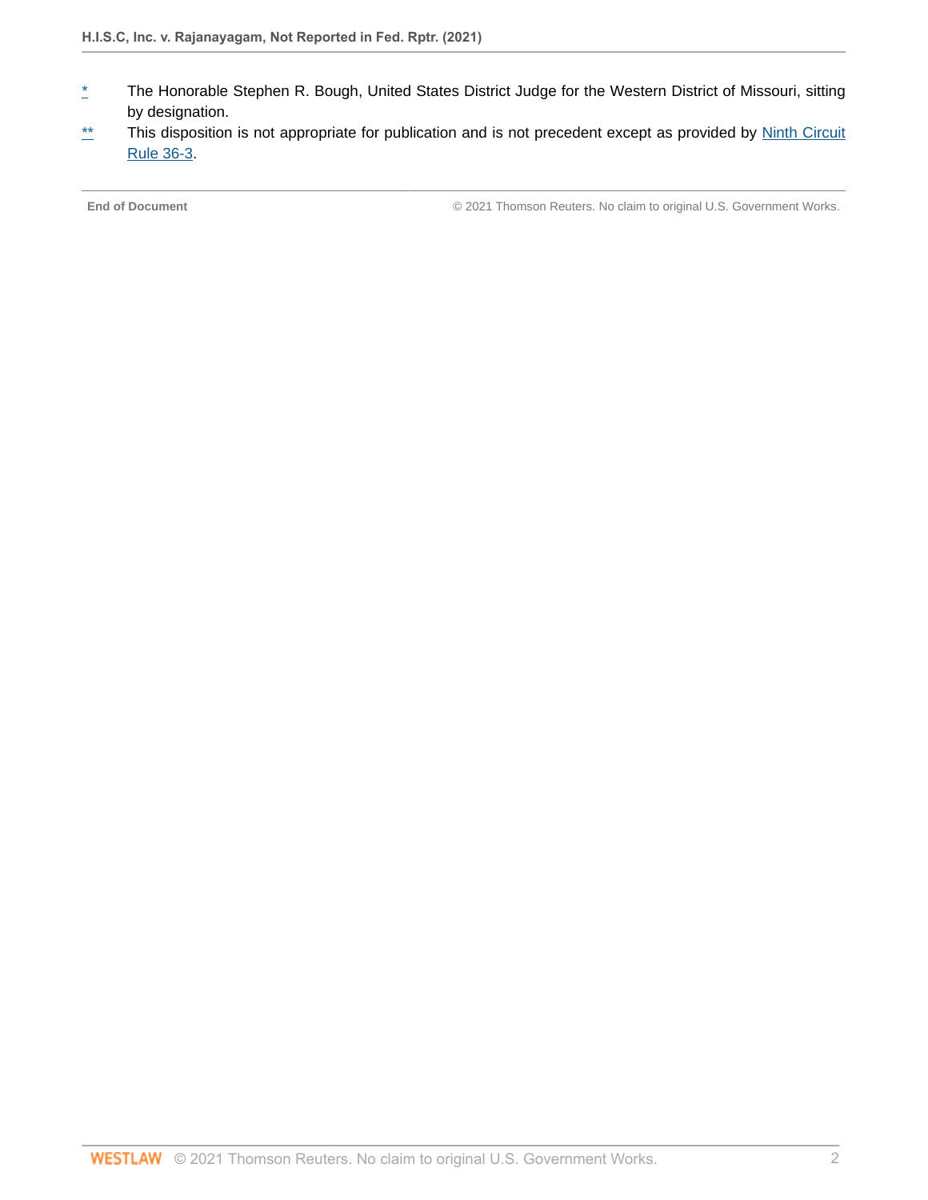* The Honorable Stephen R. Bough, United States District Judge for the Western District of Missouri, sitting by designation.

** This disposition is not appropriate for publication and is not precedent except as provided by Ninth Circuit Rule 36-3.

End of Document © 2021 Thomson Reuters. No claim to original U.S. Government Works.